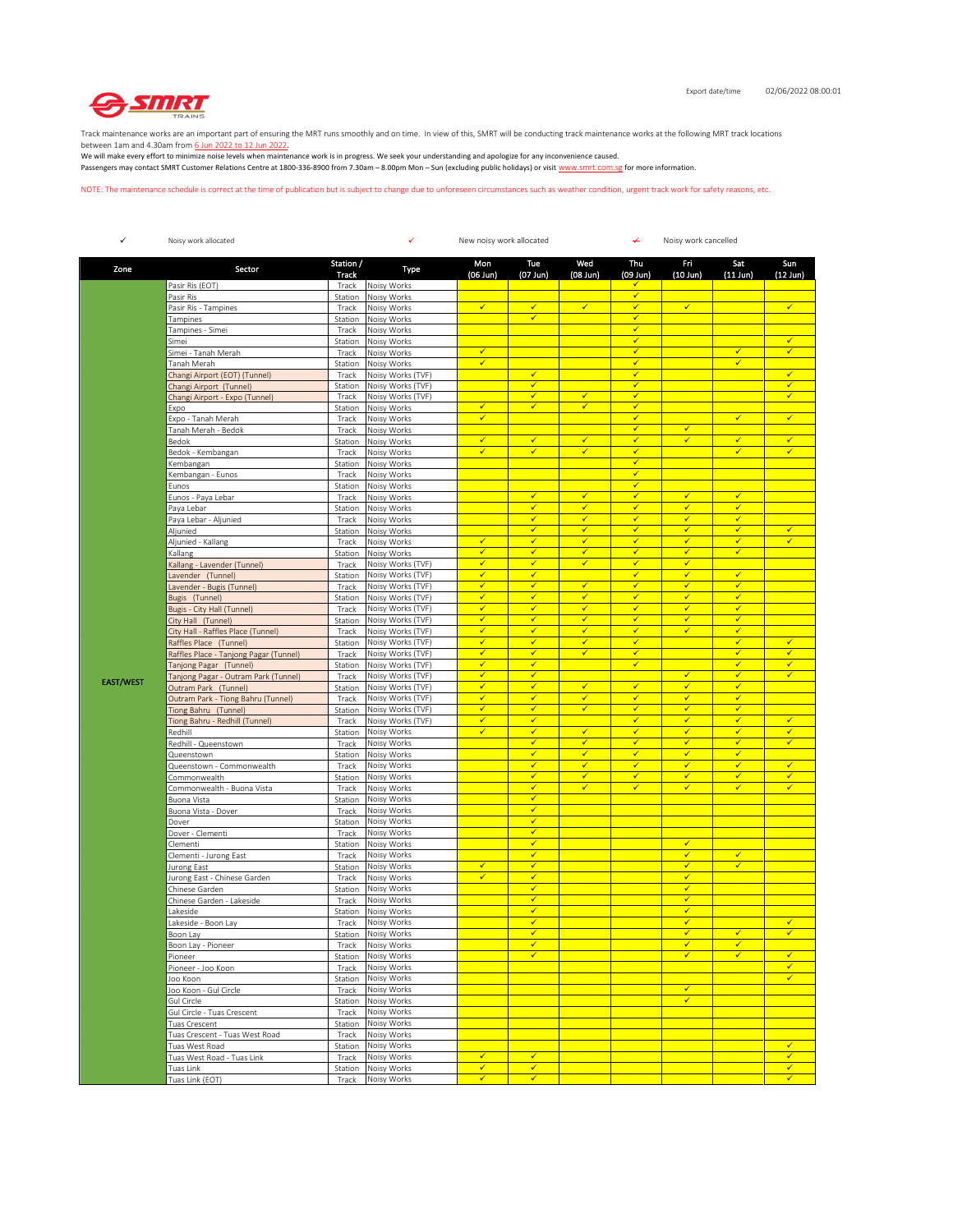Export date/time 02/06/2022 08:00:01

Track maintenance works are an important part of ensuring the MRT runs smoothly and on time. In view of this, SMRT will be conducting track maintenance works at the following MRT track locations between 1am and 4.30am from 6 Jun 2022 to 12 Jun 2022.
We will make every effort to minimize noise levels when maintenance work is in progress. We seek your understanding and apologize for any inconvenience caused.
Passengers may contact SMRT Customer Relations Centre at 1800-336-8900 from 7.30am – 8.00pm Mon – Sun (excluding public holidays) or visit www.smrt.com.sg for more information.

NOTE: The maintenance schedule is correct at the time of publication but is subject to change due to unforeseen circumstances such as weather condition, urgent track work for safety reasons, etc.

✓ Noisy work allocated ✓ New noisy work allocated ✓ Noisy work cancelled

| Zone | Sector | Station / Track | Type | Mon (06 Jun) | Tue (07 Jun) | Wed (08 Jun) | Thu (09 Jun) | Fri (10 Jun) | Sat (11 Jun) | Sun (12 Jun) |
|---|---|---|---|---|---|---|---|---|---|---|
| EAST/WEST | Pasir Ris (EOT) | Track | Noisy Works | | | | ✓ | | | |
| | Pasir Ris | Station | Noisy Works | | | | ✓ | | | |
| | Pasir Ris - Tampines | Track | Noisy Works | ✓ | ✓ | ✓ | ✓ | ✓ | | ✓ |
| | Tampines | Station | Noisy Works | | ✓ | | ✓ | | | |
| | Tampines - Simei | Track | Noisy Works | | | | ✓ | | | |
| | Simei | Station | Noisy Works | | | | ✓ | | | ✓ |
| | Simei - Tanah Merah | Track | Noisy Works | ✓ | | | ✓ | | ✓ | ✓ |
| | Tanah Merah | Station | Noisy Works | ✓ | | | ✓ | | ✓ | |
| | Changi Airport (EOT) (Tunnel) | Track | Noisy Works (TVF) | | ✓ | | ✓ | | | ✓ |
| | Changi Airport (Tunnel) | Station | Noisy Works (TVF) | | ✓ | | ✓ | | | ✓ |
| | Changi Airport - Expo (Tunnel) | Track | Noisy Works (TVF) | | ✓ | ✓ | ✓ | | | ✓ |
| | Expo | Station | Noisy Works | ✓ | ✓ | ✓ | ✓ | | | |
| | Expo - Tanah Merah | Track | Noisy Works | ✓ | | | ✓ | | ✓ | ✓ |
| | Tanah Merah - Bedok | Track | Noisy Works | | | | ✓ | ✓ | | |
| | Bedok | Station | Noisy Works | ✓ | ✓ | ✓ | ✓ | ✓ | ✓ | ✓ |
| | Bedok - Kembangan | Track | Noisy Works | ✓ | ✓ | ✓ | ✓ | | ✓ | ✓ |
| | Kembangan | Station | Noisy Works | | | | ✓ | | | |
| | Kembangan - Eunos | Track | Noisy Works | | | | ✓ | | | |
| | Eunos | Station | Noisy Works | | | | ✓ | | | |
| | Eunos - Paya Lebar | Track | Noisy Works | | ✓ | ✓ | ✓ | ✓ | ✓ | |
| | Paya Lebar | Station | Noisy Works | | ✓ | ✓ | ✓ | ✓ | ✓ | |
| | Paya Lebar - Aljunied | Track | Noisy Works | | ✓ | ✓ | ✓ | ✓ | ✓ | |
| | Aljunied | Station | Noisy Works | | ✓ | ✓ | ✓ | ✓ | ✓ | ✓ |
| | Aljunied - Kallang | Track | Noisy Works | ✓ | ✓ | ✓ | ✓ | ✓ | ✓ | ✓ |
| | Kallang | Station | Noisy Works | ✓ | ✓ | ✓ | ✓ | ✓ | ✓ | |
| | Kallang - Lavender (Tunnel) | Track | Noisy Works (TVF) | ✓ | ✓ | ✓ | ✓ | ✓ | | |
| | Lavender (Tunnel) | Station | Noisy Works (TVF) | ✓ | ✓ | | ✓ | ✓ | ✓ | |
| | Lavender - Bugis (Tunnel) | Track | Noisy Works (TVF) | ✓ | ✓ | ✓ | ✓ | ✓ | ✓ | |
| | Bugis (Tunnel) | Station | Noisy Works (TVF) | ✓ | ✓ | ✓ | ✓ | ✓ | ✓ | |
| | Bugis - City Hall (Tunnel) | Track | Noisy Works (TVF) | ✓ | ✓ | ✓ | ✓ | ✓ | ✓ | |
| | City Hall (Tunnel) | Station | Noisy Works (TVF) | ✓ | ✓ | ✓ | ✓ | ✓ | ✓ | |
| | City Hall - Raffles Place (Tunnel) | Track | Noisy Works (TVF) | ✓ | ✓ | ✓ | ✓ | ✓ | ✓ | |
| | Raffles Place (Tunnel) | Station | Noisy Works (TVF) | ✓ | ✓ | ✓ | ✓ | | ✓ | ✓ |
| | Raffles Place - Tanjong Pagar (Tunnel) | Track | Noisy Works (TVF) | ✓ | ✓ | ✓ | ✓ | | ✓ | ✓ |
| | Tanjong Pagar (Tunnel) | Station | Noisy Works (TVF) | ✓ | ✓ | | ✓ | | ✓ | ✓ |
| | Tanjong Pagar - Outram Park (Tunnel) | Track | Noisy Works (TVF) | ✓ | ✓ | | | ✓ | ✓ | ✓ |
| | Outram Park (Tunnel) | Station | Noisy Works (TVF) | ✓ | ✓ | ✓ | ✓ | ✓ | ✓ | |
| | Outram Park - Tiong Bahru (Tunnel) | Track | Noisy Works (TVF) | ✓ | ✓ | ✓ | ✓ | ✓ | ✓ | |
| | Tiong Bahru (Tunnel) | Station | Noisy Works (TVF) | ✓ | ✓ | ✓ | ✓ | ✓ | ✓ | |
| | Tiong Bahru - Redhill (Tunnel) | Track | Noisy Works (TVF) | ✓ | ✓ | | ✓ | ✓ | ✓ | ✓ |
| | Redhill | Station | Noisy Works | ✓ | ✓ | ✓ | ✓ | ✓ | ✓ | ✓ |
| | Redhill - Queenstown | Track | Noisy Works | | ✓ | ✓ | ✓ | ✓ | ✓ | ✓ |
| | Queenstown | Station | Noisy Works | | ✓ | ✓ | ✓ | ✓ | ✓ | |
| | Queenstown - Commonwealth | Track | Noisy Works | | ✓ | ✓ | ✓ | ✓ | ✓ | ✓ |
| | Commonwealth | Station | Noisy Works | | ✓ | ✓ | ✓ | ✓ | ✓ | ✓ |
| | Commonwealth - Buona Vista | Track | Noisy Works | | ✓ | ✓ | ✓ | ✓ | ✓ | ✓ |
| | Buona Vista | Station | Noisy Works | | ✓ | | | | | |
| | Buona Vista - Dover | Track | Noisy Works | | ✓ | | | | | |
| | Dover | Station | Noisy Works | | ✓ | | | | | |
| | Dover - Clementi | Track | Noisy Works | | ✓ | | | | | |
| | Clementi | Station | Noisy Works | | ✓ | | | ✓ | | |
| | Clementi - Jurong East | Track | Noisy Works | | ✓ | | | ✓ | ✓ | |
| | Jurong East | Station | Noisy Works | ✓ | ✓ | | | ✓ | ✓ | |
| | Jurong East - Chinese Garden | Track | Noisy Works | ✓ | ✓ | | | ✓ | | |
| | Chinese Garden | Station | Noisy Works | | ✓ | | | ✓ | | |
| | Chinese Garden - Lakeside | Track | Noisy Works | | ✓ | | | ✓ | | |
| | Lakeside | Station | Noisy Works | | ✓ | | | ✓ | | |
| | Lakeside - Boon Lay | Track | Noisy Works | | ✓ | | | ✓ | | ✓ |
| | Boon Lay | Station | Noisy Works | | ✓ | | | ✓ | ✓ | ✓ |
| | Boon Lay - Pioneer | Track | Noisy Works | | ✓ | | | ✓ | ✓ | |
| | Pioneer | Station | Noisy Works | | ✓ | | | ✓ | ✓ | ✓ |
| | Pioneer - Joo Koon | Track | Noisy Works | | | | | | | ✓ |
| | Joo Koon | Station | Noisy Works | | | | | | | ✓ |
| | Joo Koon - Gul Circle | Track | Noisy Works | | | | | ✓ | | |
| | Gul Circle | Station | Noisy Works | | | | | ✓ | | |
| | Gul Circle - Tuas Crescent | Track | Noisy Works | | | | | | | |
| | Tuas Crescent | Station | Noisy Works | | | | | | | |
| | Tuas Crescent - Tuas West Road | Track | Noisy Works | | | | | | | |
| | Tuas West Road | Station | Noisy Works | | | | | | | ✓ |
| | Tuas West Road - Tuas Link | Track | Noisy Works | ✓ | ✓ | | | | | ✓ |
| | Tuas Link | Station | Noisy Works | ✓ | ✓ | | | | | ✓ |
| | Tuas Link (EOT) | Track | Noisy Works | ✓ | ✓ | | | | | ✓ |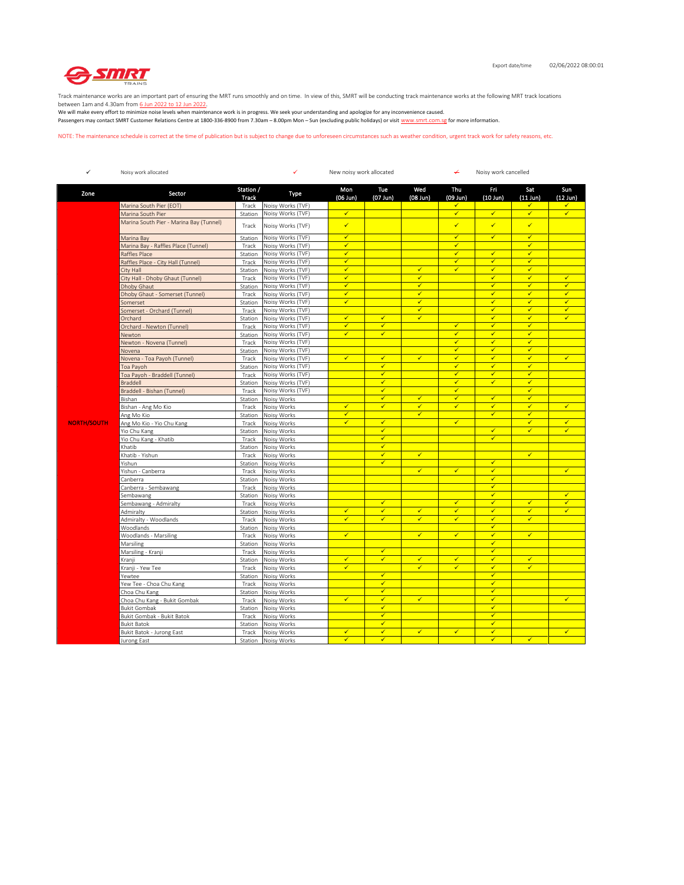Export date/time 02/06/2022 08:00:01

Track maintenance works are an important part of ensuring the MRT runs smoothly and on time. In view of this, SMRT will be conducting track maintenance works at the following MRT track locations between 1am and 4.30am from 6 Jun 2022 to 12 Jun 2022.
We will make every effort to minimize noise levels when maintenance work is in progress. We seek your understanding and apologize for any inconvenience caused.
Passengers may contact SMRT Customer Relations Centre at 1800-336-8900 from 7.30am – 8.00pm Mon – Sun (excluding public holidays) or visit www.smrt.com.sg for more information.

NOTE: The maintenance schedule is correct at the time of publication but is subject to change due to unforeseen circumstances such as weather condition, urgent track work for safety reasons, etc.

✓ Noisy work allocated ✓ New noisy work allocated ✓ Noisy work cancelled

| Zone | Sector | Station / Track | Type | Mon (06 Jun) | Tue (07 Jun) | Wed (08 Jun) | Thu (09 Jun) | Fri (10 Jun) | Sat (11 Jun) | Sun (12 Jun) |
|---|---|---|---|---|---|---|---|---|---|---|
| NORTH/SOUTH | Marina South Pier (EOT) | Track | Noisy Works (TVF) | | | | ✓ | | ✓ | ✓ |
| | Marina South Pier | Station | Noisy Works (TVF) | ✓ | | | ✓ | ✓ | ✓ | ✓ |
| | Marina South Pier - Marina Bay (Tunnel) | Track | Noisy Works (TVF) | ✓ | | | ✓ | ✓ | ✓ | |
| | Marina Bay | Station | Noisy Works (TVF) | ✓ | | | ✓ | ✓ | ✓ | |
| | Marina Bay - Raffles Place (Tunnel) | Track | Noisy Works (TVF) | ✓ | | | ✓ | | ✓ | |
| | Raffles Place | Station | Noisy Works (TVF) | ✓ | | | ✓ | ✓ | ✓ | |
| | Raffles Place - City Hall (Tunnel) | Track | Noisy Works (TVF) | ✓ | | | ✓ | ✓ | ✓ | |
| | City Hall | Station | Noisy Works (TVF) | ✓ | | ✓ | ✓ | ✓ | ✓ | |
| | City Hall - Dhoby Ghaut (Tunnel) | Track | Noisy Works (TVF) | ✓ | | ✓ | | ✓ | ✓ | ✓ |
| | Dhoby Ghaut | Station | Noisy Works (TVF) | ✓ | | ✓ | | ✓ | ✓ | ✓ |
| | Dhoby Ghaut - Somerset (Tunnel) | Track | Noisy Works (TVF) | ✓ | | ✓ | | ✓ | ✓ | ✓ |
| | Somerset | Station | Noisy Works (TVF) | ✓ | | ✓ | | ✓ | ✓ | ✓ |
| | Somerset - Orchard (Tunnel) | Track | Noisy Works (TVF) | | | ✓ | | ✓ | ✓ | ✓ |
| | Orchard | Station | Noisy Works (TVF) | ✓ | ✓ | ✓ | | ✓ | ✓ | ✓ |
| | Orchard - Newton (Tunnel) | Track | Noisy Works (TVF) | ✓ | ✓ | | ✓ | ✓ | ✓ | |
| | Newton | Station | Noisy Works (TVF) | ✓ | ✓ | | ✓ | ✓ | ✓ | |
| | Newton - Novena (Tunnel) | Track | Noisy Works (TVF) | | | | ✓ | ✓ | ✓ | |
| | Novena | Station | Noisy Works (TVF) | | | | ✓ | ✓ | ✓ | |
| | Novena - Toa Payoh (Tunnel) | Track | Noisy Works (TVF) | ✓ | ✓ | ✓ | ✓ | ✓ | ✓ | ✓ |
| | Toa Payoh | Station | Noisy Works (TVF) | | ✓ | | ✓ | ✓ | ✓ | |
| | Toa Payoh - Braddell (Tunnel) | Track | Noisy Works (TVF) | | ✓ | | ✓ | ✓ | ✓ | |
| | Braddell | Station | Noisy Works (TVF) | | ✓ | | ✓ | ✓ | ✓ | |
| | Braddell - Bishan (Tunnel) | Track | Noisy Works (TVF) | | ✓ | | ✓ | | ✓ | |
| | Bishan | Station | Noisy Works | | ✓ | ✓ | ✓ | ✓ | ✓ | |
| | Bishan - Ang Mo Kio | Track | Noisy Works | ✓ | ✓ | ✓ | ✓ | ✓ | ✓ | ✓ |
| | Ang Mo Kio | Station | Noisy Works | ✓ | | ✓ | | ✓ | ✓ | |
| | Ang Mo Kio - Yio Chu Kang | Track | Noisy Works | ✓ | ✓ | | ✓ | | ✓ | ✓ |
| | Yio Chu Kang | Station | Noisy Works | | ✓ | | | ✓ | ✓ | ✓ |
| | Yio Chu Kang - Khatib | Track | Noisy Works | | ✓ | | | ✓ | | |
| | Khatib | Station | Noisy Works | | ✓ | | | | | |
| | Khatib - Yishun | Track | Noisy Works | | ✓ | ✓ | | | ✓ | |
| | Yishun | Station | Noisy Works | | ✓ | | | ✓ | | |
| | Yishun - Canberra | Track | Noisy Works | | | ✓ | ✓ | ✓ | | ✓ |
| | Canberra | Station | Noisy Works | | | | | ✓ | | |
| | Canberra - Sembawang | Track | Noisy Works | | | | | ✓ | | |
| | Sembawang | Station | Noisy Works | | | | | ✓ | | ✓ |
| | Sembawang - Admiralty | Track | Noisy Works | | ✓ | | ✓ | ✓ | ✓ | ✓ |
| | Admiralty | Station | Noisy Works | ✓ | ✓ | ✓ | ✓ | ✓ | ✓ | ✓ |
| | Admiralty - Woodlands | Track | Noisy Works | ✓ | ✓ | ✓ | ✓ | ✓ | ✓ | |
| | Woodlands | Station | Noisy Works | | | | | ✓ | | |
| | Woodlands - Marsiling | Track | Noisy Works | ✓ | | ✓ | ✓ | ✓ | ✓ | |
| | Marsiling | Station | Noisy Works | | | | | ✓ | | |
| | Marsiling - Kranji | Track | Noisy Works | | ✓ | | | ✓ | | |
| | Kranji | Station | Noisy Works | ✓ | ✓ | ✓ | ✓ | ✓ | ✓ | |
| | Kranji - Yew Tee | Track | Noisy Works | ✓ | | ✓ | ✓ | ✓ | ✓ | |
| | Yewtee | Station | Noisy Works | | ✓ | | | ✓ | | |
| | Yew Tee - Choa Chu Kang | Track | Noisy Works | | ✓ | | | ✓ | | |
| | Choa Chu Kang | Station | Noisy Works | | ✓ | | | ✓ | | |
| | Choa Chu Kang - Bukit Gombak | Track | Noisy Works | ✓ | ✓ | ✓ | | ✓ | | ✓ |
| | Bukit Gombak | Station | Noisy Works | | ✓ | | | ✓ | | |
| | Bukit Gombak - Bukit Batok | Track | Noisy Works | | ✓ | | | ✓ | | |
| | Bukit Batok | Station | Noisy Works | | ✓ | | | ✓ | | |
| | Bukit Batok - Jurong East | Track | Noisy Works | ✓ | ✓ | ✓ | ✓ | ✓ | | ✓ |
| | Jurong East | Station | Noisy Works | ✓ | ✓ | | | ✓ | ✓ | |